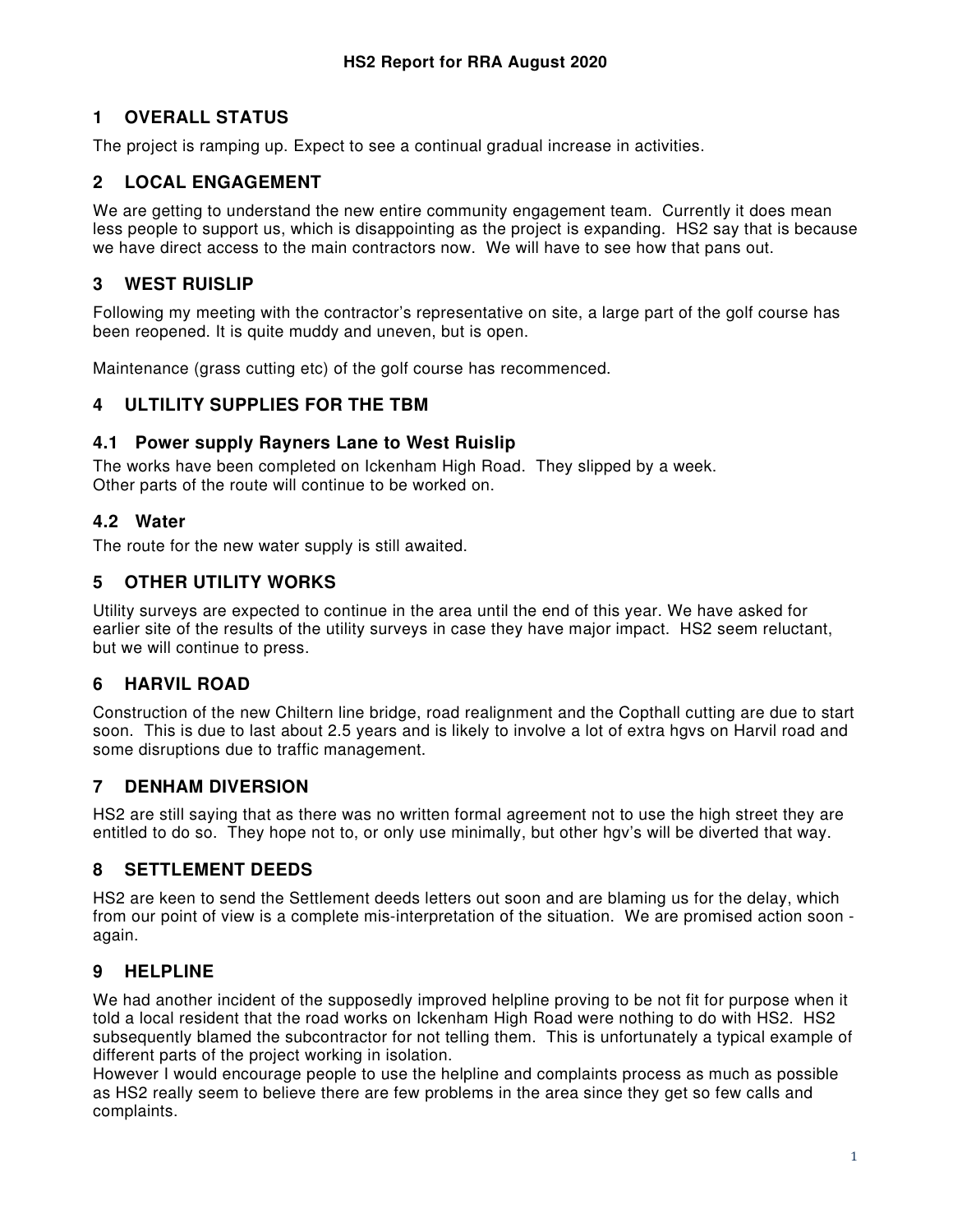# HS2 Report for RRA August 2020

## 1 OVERALL STATUS

The project is ramping up. Expect to see a continual gradual increase in activities.

## 2 LOCAL ENGAGEMENT

We are getting to understand the new entire community engagement team. Currently it does mean less people to support us, which is disappointing as the project is expanding. HS2 say that is because we have direct access to the main contractors now. We will have to see how that pans out.

## 3 WEST RUISLIP

Following my meeting with the contractor's representative on site, a large part of the golf course has been reopened. It is quite muddy and uneven, but is open.

Maintenance (grass cutting etc) of the golf course has recommenced.

## 4 ULTILITY SUPPLIES FOR THE TBM

### 4.1 Power supply Rayners Lane to West Ruislip

The works have been completed on Ickenham High Road. They slipped by a week.
Other parts of the route will continue to be worked on.

### 4.2 Water

The route for the new water supply is still awaited.

## 5 OTHER UTILITY WORKS

Utility surveys are expected to continue in the area until the end of this year. We have asked for earlier site of the results of the utility surveys in case they have major impact. HS2 seem reluctant, but we will continue to press.

## 6 HARVIL ROAD

Construction of the new Chiltern line bridge, road realignment and the Copthall cutting are due to start soon. This is due to last about 2.5 years and is likely to involve a lot of extra hgvs on Harvil road and some disruptions due to traffic management.

## 7 DENHAM DIVERSION

HS2 are still saying that as there was no written formal agreement not to use the high street they are entitled to do so. They hope not to, or only use minimally, but other hgv's will be diverted that way.

## 8 SETTLEMENT DEEDS

HS2 are keen to send the Settlement deeds letters out soon and are blaming us for the delay, which from our point of view is a complete mis-interpretation of the situation. We are promised action soon - again.

## 9 HELPLINE

We had another incident of the supposedly improved helpline proving to be not fit for purpose when it told a local resident that the road works on Ickenham High Road were nothing to do with HS2. HS2 subsequently blamed the subcontractor for not telling them. This is unfortunately a typical example of different parts of the project working in isolation.
However I would encourage people to use the helpline and complaints process as much as possible as HS2 really seem to believe there are few problems in the area since they get so few calls and complaints.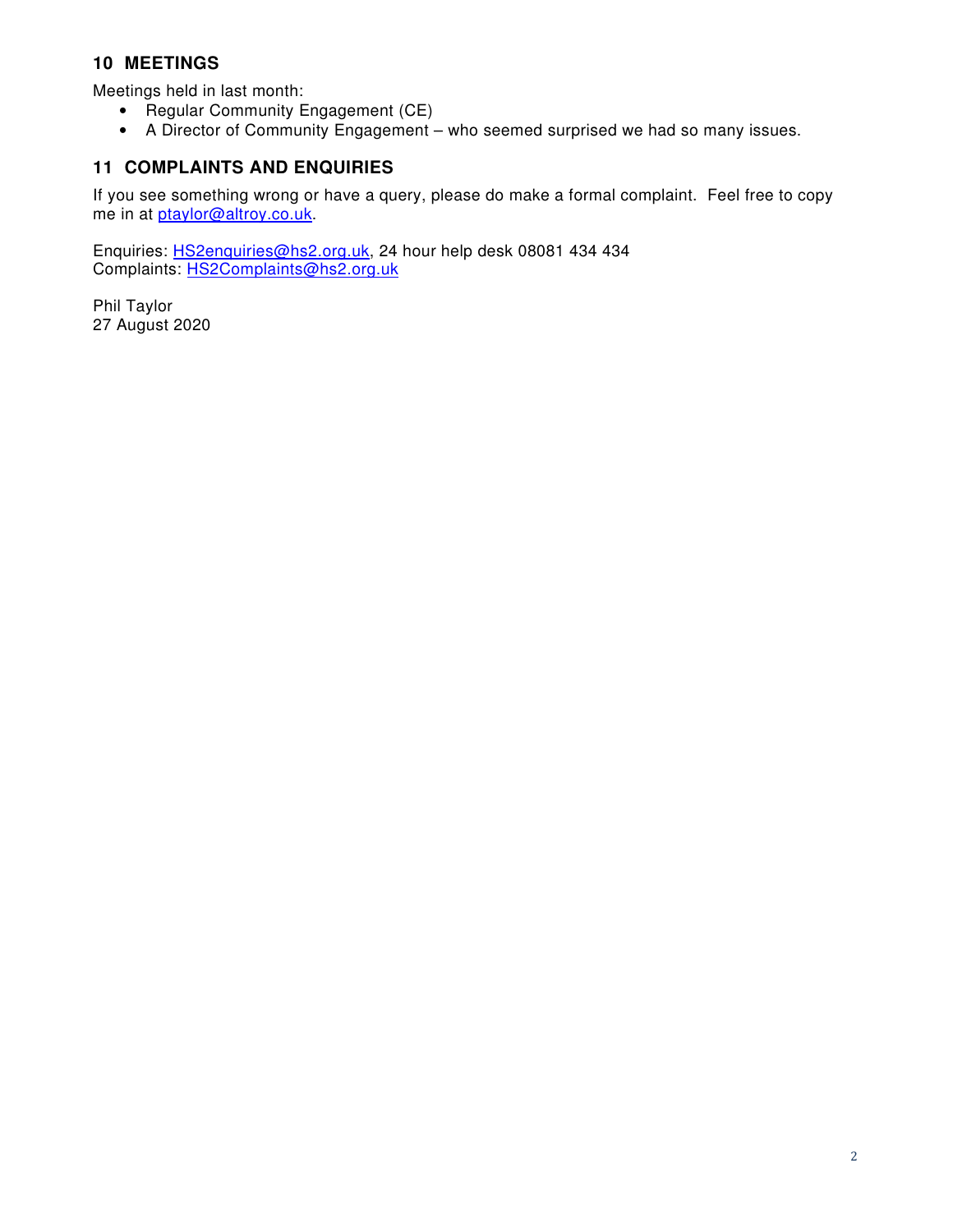## 10 MEETINGS

Meetings held in last month:

- Regular Community Engagement (CE)
- A Director of Community Engagement – who seemed surprised we had so many issues.

## 11 COMPLAINTS AND ENQUIRIES

If you see something wrong or have a query, please do make a formal complaint. Feel free to copy me in at ptaylor@altroy.co.uk.

Enquiries: HS2enquiries@hs2.org.uk, 24 hour help desk 08081 434 434
Complaints: HS2Complaints@hs2.org.uk

Phil Taylor
27 August 2020